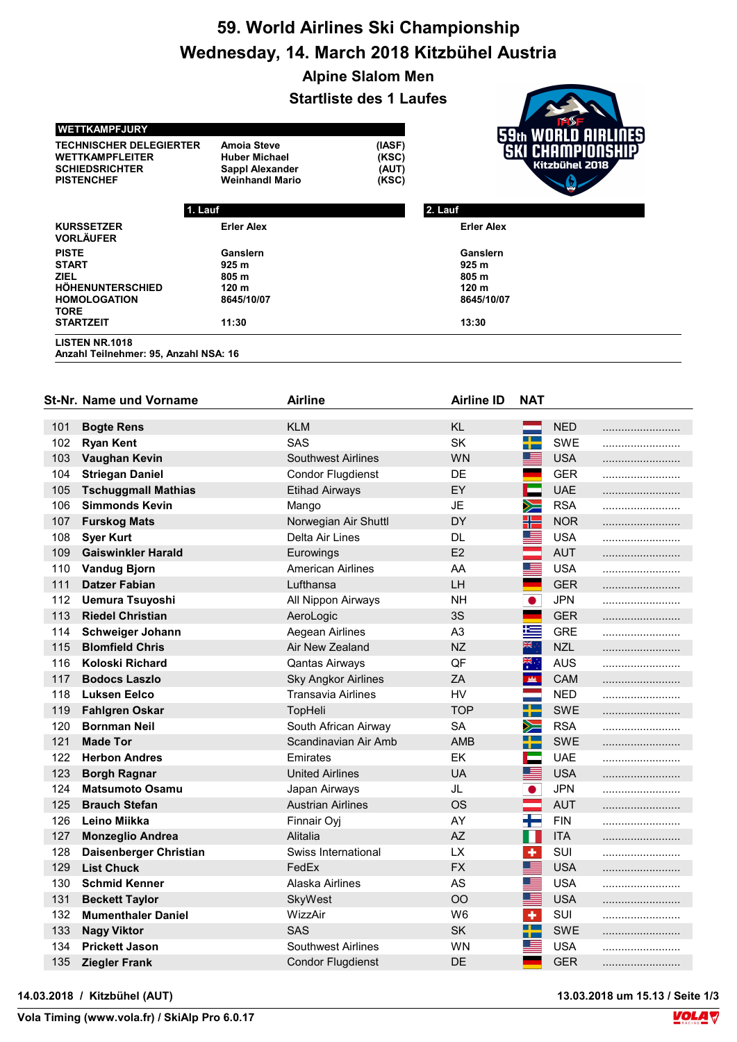# 59. World Airlines Ski Championship

## Wednesday, 14. March 2018 Kitzbühel Austria

### Alpine Slalom Men

### Startliste des 1 Laufes

| WETTKAMPFJURY | | |
|---|---|---|
| TECHNISCHER DELEGIERTER | Amoia Steve | (IASF) |
| WETTKAMPFLEITER | Huber Michael | (KSC) |
| SCHIEDSRICHTER | Sappl Alexander | (AUT) |
| PISTENCHEF | Weinhandl Mario | (KSC) |

| | 1. Lauf | 2. Lauf |
|---|---|---|
| KURSSETZER | Erler Alex | Erler Alex |
| VORLÄUFER | | |
| PISTE | Ganslern | Ganslern |
| START | 925 m | 925 m |
| ZIEL | 805 m | 805 m |
| HÖHENUNTERSCHIED | 120 m | 120 m |
| HOMOLOGATION | 8645/10/07 | 8645/10/07 |
| TORE | | |
| STARTZEIT | 11:30 | 13:30 |

LISTEN NR.1018
Anzahl Teilnehmer: 95, Anzahl NSA: 16

| St-Nr. | Name und Vorname | Airline | Airline ID | NAT | |
|---|---|---|---|---|---|
| 101 | Bogte Rens | KLM | KL | NED | ........................ |
| 102 | Ryan Kent | SAS | SK | SWE | ........................ |
| 103 | Vaughan Kevin | Southwest Airlines | WN | USA | ........................ |
| 104 | Striegan Daniel | Condor Flugdienst | DE | GER | ........................ |
| 105 | Tschuggmall Mathias | Etihad Airways | EY | UAE | ........................ |
| 106 | Simmonds Kevin | Mango | JE | RSA | ........................ |
| 107 | Furskog Mats | Norwegian Air Shuttl | DY | NOR | ........................ |
| 108 | Syer Kurt | Delta Air Lines | DL | USA | ........................ |
| 109 | Gaiswinkler Harald | Eurowings | E2 | AUT | ........................ |
| 110 | Vandug Bjorn | American Airlines | AA | USA | ........................ |
| 111 | Datzer Fabian | Lufthansa | LH | GER | ........................ |
| 112 | Uemura Tsuyoshi | All Nippon Airways | NH | JPN | ........................ |
| 113 | Riedel Christian | AeroLogic | 3S | GER | ........................ |
| 114 | Schweiger Johann | Aegean Airlines | A3 | GRE | ........................ |
| 115 | Blomfield Chris | Air New Zealand | NZ | NZL | ........................ |
| 116 | Koloski Richard | Qantas Airways | QF | AUS | ........................ |
| 117 | Bodocs Laszlo | Sky Angkor Airlines | ZA | CAM | ........................ |
| 118 | Luksen Eelco | Transavia Airlines | HV | NED | ........................ |
| 119 | Fahlgren Oskar | TopHeli | TOP | SWE | ........................ |
| 120 | Bornman Neil | South African Airway | SA | RSA | ........................ |
| 121 | Made Tor | Scandinavian Air Amb | AMB | SWE | ........................ |
| 122 | Herbon Andres | Emirates | EK | UAE | ........................ |
| 123 | Borgh Ragnar | United Airlines | UA | USA | ........................ |
| 124 | Matsumoto Osamu | Japan Airways | JL | JPN | ........................ |
| 125 | Brauch Stefan | Austrian Airlines | OS | AUT | ........................ |
| 126 | Leino Miikka | Finnair Oyj | AY | FIN | ........................ |
| 127 | Monzeglio Andrea | Alitalia | AZ | ITA | ........................ |
| 128 | Daisenberger Christian | Swiss International | LX | SUI | ........................ |
| 129 | List Chuck | FedEx | FX | USA | ........................ |
| 130 | Schmid Kenner | Alaska Airlines | AS | USA | ........................ |
| 131 | Beckett Taylor | SkyWest | OO | USA | ........................ |
| 132 | Mumenthaler Daniel | WizzAir | W6 | SUI | ........................ |
| 133 | Nagy Viktor | SAS | SK | SWE | ........................ |
| 134 | Prickett Jason | Southwest Airlines | WN | USA | ........................ |
| 135 | Ziegler Frank | Condor Flugdienst | DE | GER | ........................ |

14.03.2018 / Kitzbühel (AUT) — 13.03.2018 um 15.13

Vola Timing (www.vola.fr) / SkiAlp Pro 6.0.17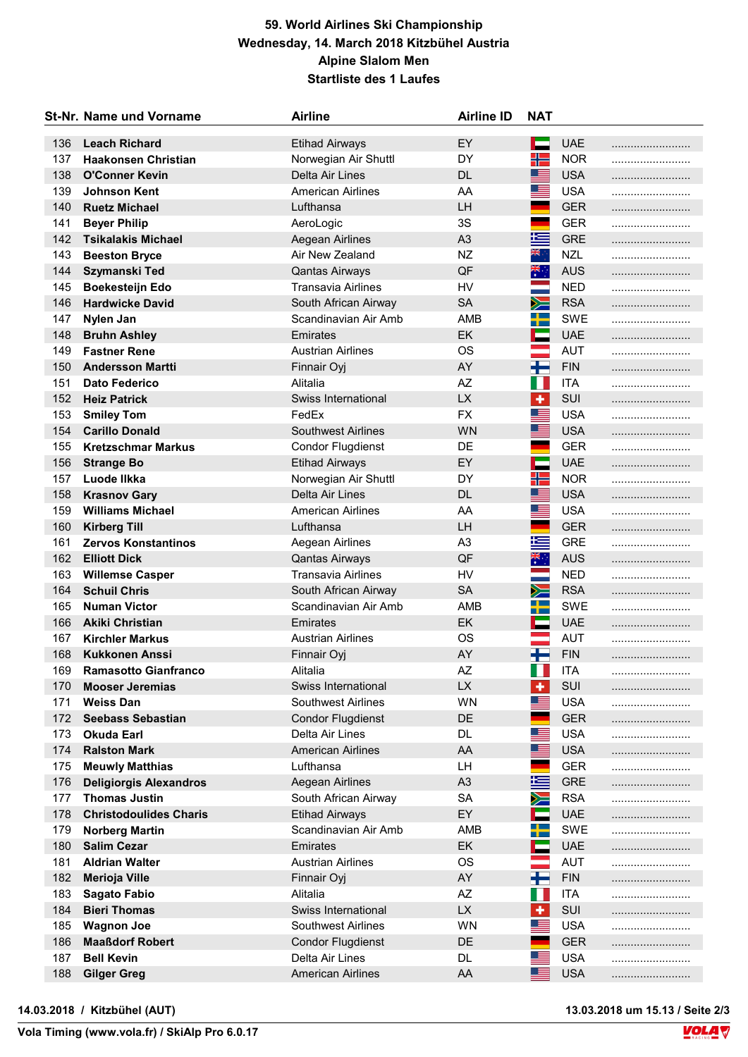# 59. World Airlines Ski Championship

## Wednesday, 14. March 2018 Kitzbühel Austria

## Alpine Slalom Men

## Startliste des 1 Laufes

| St-Nr. | Name und Vorname | Airline | Airline ID | NAT | |
|---|---|---|---|---|---|
| 136 | **Leach Richard** | Etihad Airways | EY | UAE | ......................... |
| 137 | **Haakonsen Christian** | Norwegian Air Shuttl | DY | NOR | ......................... |
| 138 | **O'Conner Kevin** | Delta Air Lines | DL | USA | ......................... |
| 139 | **Johnson Kent** | American Airlines | AA | USA | ......................... |
| 140 | **Ruetz Michael** | Lufthansa | LH | GER | ......................... |
| 141 | **Beyer Philip** | AeroLogic | 3S | GER | ......................... |
| 142 | **Tsikalakis Michael** | Aegean Airlines | A3 | GRE | ......................... |
| 143 | **Beeston Bryce** | Air New Zealand | NZ | NZL | ......................... |
| 144 | **Szymanski Ted** | Qantas Airways | QF | AUS | ......................... |
| 145 | **Boekesteijn Edo** | Transavia Airlines | HV | NED | ......................... |
| 146 | **Hardwicke David** | South African Airway | SA | RSA | ......................... |
| 147 | **Nylen Jan** | Scandinavian Air Amb | AMB | SWE | ......................... |
| 148 | **Bruhn Ashley** | Emirates | EK | UAE | ......................... |
| 149 | **Fastner Rene** | Austrian Airlines | OS | AUT | ......................... |
| 150 | **Andersson Martti** | Finnair Oyj | AY | FIN | ......................... |
| 151 | **Dato Federico** | Alitalia | AZ | ITA | ......................... |
| 152 | **Heiz Patrick** | Swiss International | LX | SUI | ......................... |
| 153 | **Smiley Tom** | FedEx | FX | USA | ......................... |
| 154 | **Carillo Donald** | Southwest Airlines | WN | USA | ......................... |
| 155 | **Kretzschmar Markus** | Condor Flugdienst | DE | GER | ......................... |
| 156 | **Strange Bo** | Etihad Airways | EY | UAE | ......................... |
| 157 | **Luode Ilkka** | Norwegian Air Shuttl | DY | NOR | ......................... |
| 158 | **Krasnov Gary** | Delta Air Lines | DL | USA | ......................... |
| 159 | **Williams Michael** | American Airlines | AA | USA | ......................... |
| 160 | **Kirberg Till** | Lufthansa | LH | GER | ......................... |
| 161 | **Zervos Konstantinos** | Aegean Airlines | A3 | GRE | ......................... |
| 162 | **Elliott Dick** | Qantas Airways | QF | AUS | ......................... |
| 163 | **Willemse Casper** | Transavia Airlines | HV | NED | ......................... |
| 164 | **Schuil Chris** | South African Airway | SA | RSA | ......................... |
| 165 | **Numan Victor** | Scandinavian Air Amb | AMB | SWE | ......................... |
| 166 | **Akiki Christian** | Emirates | EK | UAE | ......................... |
| 167 | **Kirchler Markus** | Austrian Airlines | OS | AUT | ......................... |
| 168 | **Kukkonen Anssi** | Finnair Oyj | AY | FIN | ......................... |
| 169 | **Ramasotto Gianfranco** | Alitalia | AZ | ITA | ......................... |
| 170 | **Mooser Jeremias** | Swiss International | LX | SUI | ......................... |
| 171 | **Weiss Dan** | Southwest Airlines | WN | USA | ......................... |
| 172 | **Seebass Sebastian** | Condor Flugdienst | DE | GER | ......................... |
| 173 | **Okuda Earl** | Delta Air Lines | DL | USA | ......................... |
| 174 | **Ralston Mark** | American Airlines | AA | USA | ......................... |
| 175 | **Meuwly Matthias** | Lufthansa | LH | GER | ......................... |
| 176 | **Deligiorgis Alexandros** | Aegean Airlines | A3 | GRE | ......................... |
| 177 | **Thomas Justin** | South African Airway | SA | RSA | ......................... |
| 178 | **Christodoulides Charis** | Etihad Airways | EY | UAE | ......................... |
| 179 | **Norberg Martin** | Scandinavian Air Amb | AMB | SWE | ......................... |
| 180 | **Salim Cezar** | Emirates | EK | UAE | ......................... |
| 181 | **Aldrian Walter** | Austrian Airlines | OS | AUT | ......................... |
| 182 | **Merioja Ville** | Finnair Oyj | AY | FIN | ......................... |
| 183 | **Sagato Fabio** | Alitalia | AZ | ITA | ......................... |
| 184 | **Bieri Thomas** | Swiss International | LX | SUI | ......................... |
| 185 | **Wagnon Joe** | Southwest Airlines | WN | USA | ......................... |
| 186 | **Maaßdorf Robert** | Condor Flugdienst | DE | GER | ......................... |
| 187 | **Bell Kevin** | Delta Air Lines | DL | USA | ......................... |
| 188 | **Gilger Greg** | American Airlines | AA | USA | ......................... |

**14.03.2018 / Kitzbühel (AUT)** — **13.03.2018 um 15.13**

**Vola Timing (www.vola.fr) / SkiAlp Pro 6.0.17**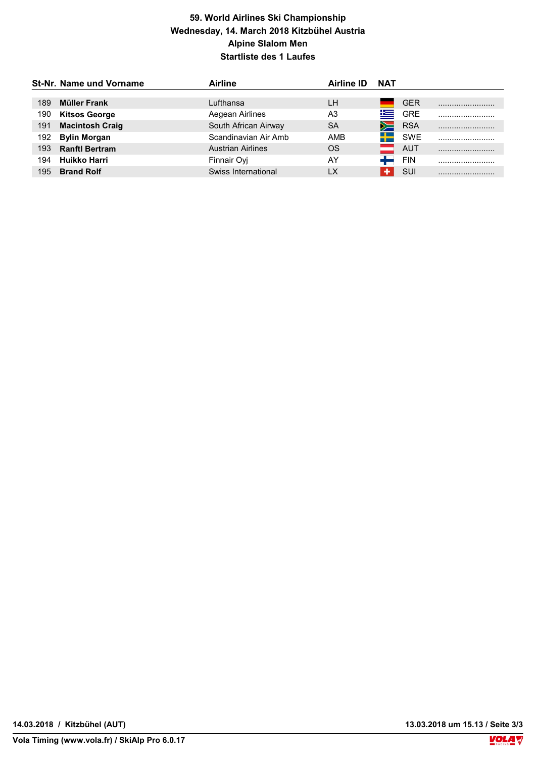# 59. World Airlines Ski Championship

## Wednesday, 14. March 2018 Kitzbühel Austria

## Alpine Slalom Men

## Startliste des 1 Laufes

| St-Nr. | Name und Vorname | Airline | Airline ID | NAT | |
|---|---|---|---|---|---|
| 189 | **Müller Frank** | Lufthansa | LH | GER | ......................... |
| 190 | **Kitsos George** | Aegean Airlines | A3 | GRE | ......................... |
| 191 | **Macintosh Craig** | South African Airway | SA | RSA | ......................... |
| 192 | **Bylin Morgan** | Scandinavian Air Amb | AMB | SWE | ......................... |
| 193 | **Ranftl Bertram** | Austrian Airlines | OS | AUT | ......................... |
| 194 | **Huikko Harri** | Finnair Oyj | AY | FIN | ......................... |
| 195 | **Brand Rolf** | Swiss International | LX | SUI | ......................... |

**14.03.2018 / Kitzbühel (AUT)** **13.03.2018 um 15.13**

**Vola Timing (www.vola.fr) / SkiAlp Pro 6.0.17**